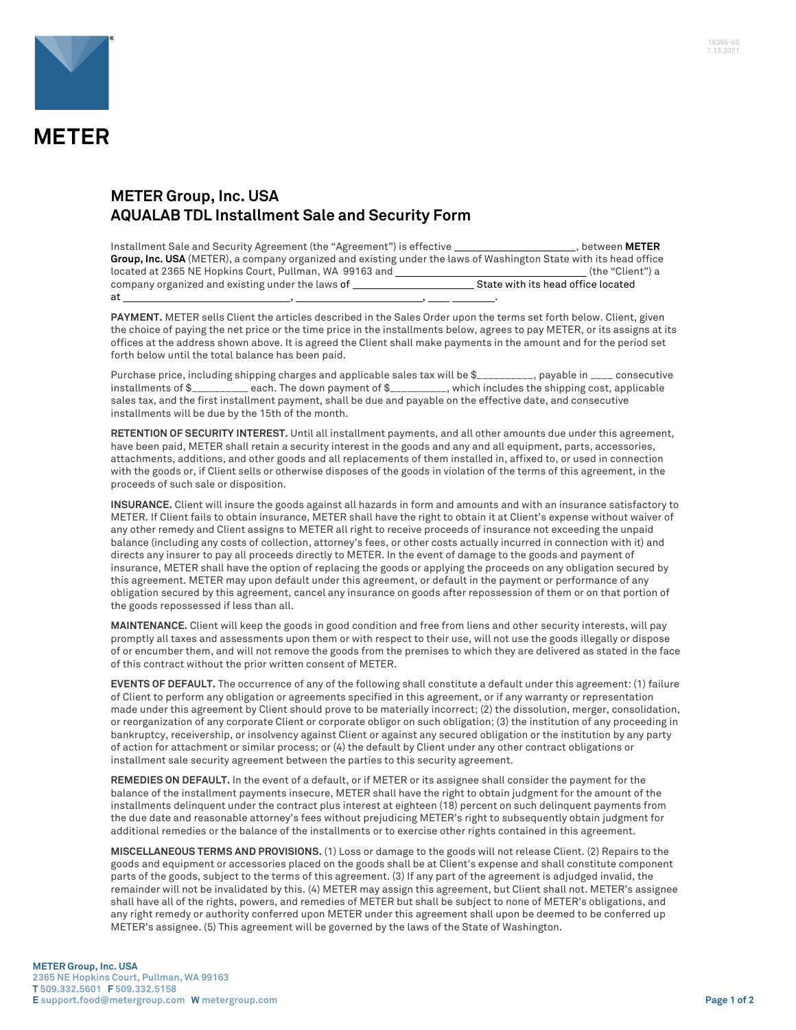# METER

## METER Group, Inc. USA
## AQUALAB TDL Installment Sale and Security Form

Installment Sale and Security Agreement (the "Agreement") is effective ______________________, between **METER Group, Inc. USA** (METER), a company organized and existing under the laws of Washington State with its head office located at 2365 NE Hopkins Court, Pullman, WA 99163 and ________________________________ (the "Client") a company organized and existing under the laws of ______________________ State with its head office located at ______________________________, ______________________, ____ ________.

**PAYMENT.** METER sells Client the articles described in the Sales Order upon the terms set forth below. Client, given the choice of paying the net price or the time price in the installments below, agrees to pay METER, or its assigns at its offices at the address shown above. It is agreed the Client shall make payments in the amount and for the period set forth below until the total balance has been paid.

Purchase price, including shipping charges and applicable sales tax will be $__________, payable in ____ consecutive installments of $__________ each. The down payment of $__________, which includes the shipping cost, applicable sales tax, and the first installment payment, shall be due and payable on the effective date, and consecutive installments will be due by the 15th of the month.

**RETENTION OF SECURITY INTEREST.** Until all installment payments, and all other amounts due under this agreement, have been paid, METER shall retain a security interest in the goods and any and all equipment, parts, accessories, attachments, additions, and other goods and all replacements of them installed in, affixed to, or used in connection with the goods or, if Client sells or otherwise disposes of the goods in violation of the terms of this agreement, in the proceeds of such sale or disposition.

**INSURANCE.** Client will insure the goods against all hazards in form and amounts and with an insurance satisfactory to METER. If Client fails to obtain insurance, METER shall have the right to obtain it at Client's expense without waiver of any other remedy and Client assigns to METER all right to receive proceeds of insurance not exceeding the unpaid balance (including any costs of collection, attorney's fees, or other costs actually incurred in connection with it) and directs any insurer to pay all proceeds directly to METER. In the event of damage to the goods and payment of insurance, METER shall have the option of replacing the goods or applying the proceeds on any obligation secured by this agreement. METER may upon default under this agreement, or default in the payment or performance of any obligation secured by this agreement, cancel any insurance on goods after repossession of them or on that portion of the goods repossessed if less than all.

**MAINTENANCE.** Client will keep the goods in good condition and free from liens and other security interests, will pay promptly all taxes and assessments upon them or with respect to their use, will not use the goods illegally or dispose of or encumber them, and will not remove the goods from the premises to which they are delivered as stated in the face of this contract without the prior written consent of METER.

**EVENTS OF DEFAULT.** The occurrence of any of the following shall constitute a default under this agreement: (1) failure of Client to perform any obligation or agreements specified in this agreement, or if any warranty or representation made under this agreement by Client should prove to be materially incorrect; (2) the dissolution, merger, consolidation, or reorganization of any corporate Client or corporate obligor on such obligation; (3) the institution of any proceeding in bankruptcy, receivership, or insolvency against Client or against any secured obligation or the institution by any party of action for attachment or similar process; or (4) the default by Client under any other contract obligations or installment sale security agreement between the parties to this security agreement.

**REMEDIES ON DEFAULT.** In the event of a default, or if METER or its assignee shall consider the payment for the balance of the installment payments insecure, METER shall have the right to obtain judgment for the amount of the installments delinquent under the contract plus interest at eighteen (18) percent on such delinquent payments from the due date and reasonable attorney's fees without prejudicing METER's right to subsequently obtain judgment for additional remedies or the balance of the installments or to exercise other rights contained in this agreement.

**MISCELLANEOUS TERMS AND PROVISIONS.** (1) Loss or damage to the goods will not release Client. (2) Repairs to the goods and equipment or accessories placed on the goods shall be at Client's expense and shall constitute component parts of the goods, subject to the terms of this agreement. (3) If any part of the agreement is adjudged invalid, the remainder will not be invalidated by this. (4) METER may assign this agreement, but Client shall not. METER's assignee shall have all of the rights, powers, and remedies of METER but shall be subject to none of METER's obligations, and any right remedy or authority conferred upon METER under this agreement shall upon be deemed to be conferred up METER's assignee. (5) This agreement will be governed by the laws of the State of Washington.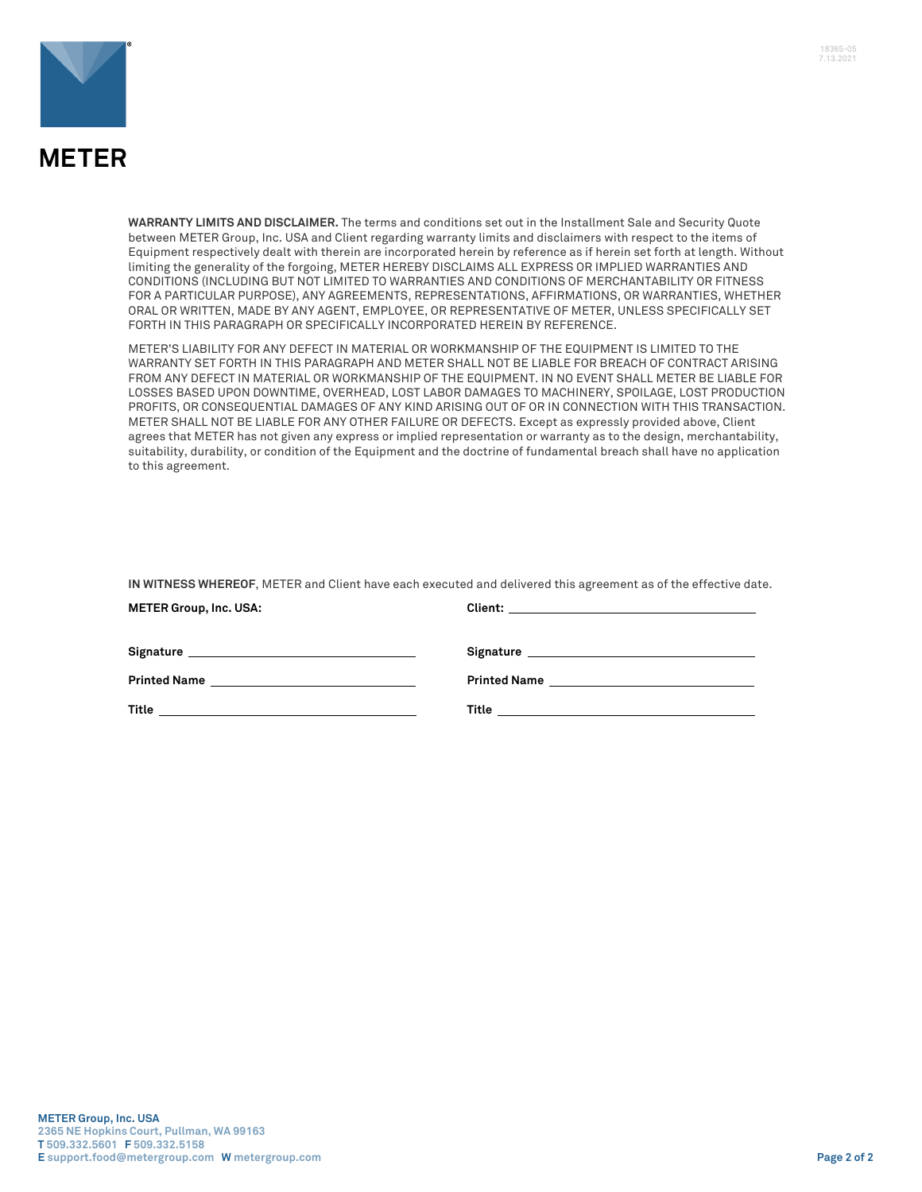**METER**

**WARRANTY LIMITS AND DISCLAIMER.** The terms and conditions set out in the Installment Sale and Security Quote between METER Group, Inc. USA and Client regarding warranty limits and disclaimers with respect to the items of Equipment respectively dealt with therein are incorporated herein by reference as if herein set forth at length. Without limiting the generality of the forgoing, METER HEREBY DISCLAIMS ALL EXPRESS OR IMPLIED WARRANTIES AND CONDITIONS (INCLUDING BUT NOT LIMITED TO WARRANTIES AND CONDITIONS OF MERCHANTABILITY OR FITNESS FOR A PARTICULAR PURPOSE), ANY AGREEMENTS, REPRESENTATIONS, AFFIRMATIONS, OR WARRANTIES, WHETHER ORAL OR WRITTEN, MADE BY ANY AGENT, EMPLOYEE, OR REPRESENTATIVE OF METER, UNLESS SPECIFICALLY SET FORTH IN THIS PARAGRAPH OR SPECIFICALLY INCORPORATED HEREIN BY REFERENCE.

METER'S LIABILITY FOR ANY DEFECT IN MATERIAL OR WORKMANSHIP OF THE EQUIPMENT IS LIMITED TO THE WARRANTY SET FORTH IN THIS PARAGRAPH AND METER SHALL NOT BE LIABLE FOR BREACH OF CONTRACT ARISING FROM ANY DEFECT IN MATERIAL OR WORKMANSHIP OF THE EQUIPMENT. IN NO EVENT SHALL METER BE LIABLE FOR LOSSES BASED UPON DOWNTIME, OVERHEAD, LOST LABOR DAMAGES TO MACHINERY, SPOILAGE, LOST PRODUCTION PROFITS, OR CONSEQUENTIAL DAMAGES OF ANY KIND ARISING OUT OF OR IN CONNECTION WITH THIS TRANSACTION. METER SHALL NOT BE LIABLE FOR ANY OTHER FAILURE OR DEFECTS. Except as expressly provided above, Client agrees that METER has not given any express or implied representation or warranty as to the design, merchantability, suitability, durability, or condition of the Equipment and the doctrine of fundamental breach shall have no application to this agreement.

**IN WITNESS WHEREOF**, METER and Client have each executed and delivered this agreement as of the effective date.

**METER Group, Inc. USA:**

**Signature** ______________________________

**Printed Name** ______________________________

**Title** ______________________________

**Client:** ______________________________

**Signature** ______________________________

**Printed Name** ______________________________

**Title** ______________________________

**METER Group, Inc. USA**
2365 NE Hopkins Court, Pullman, WA 99163
**T** 509.332.5601 **F** 509.332.5158
**E** support.food@metergroup.com **W** metergroup.com